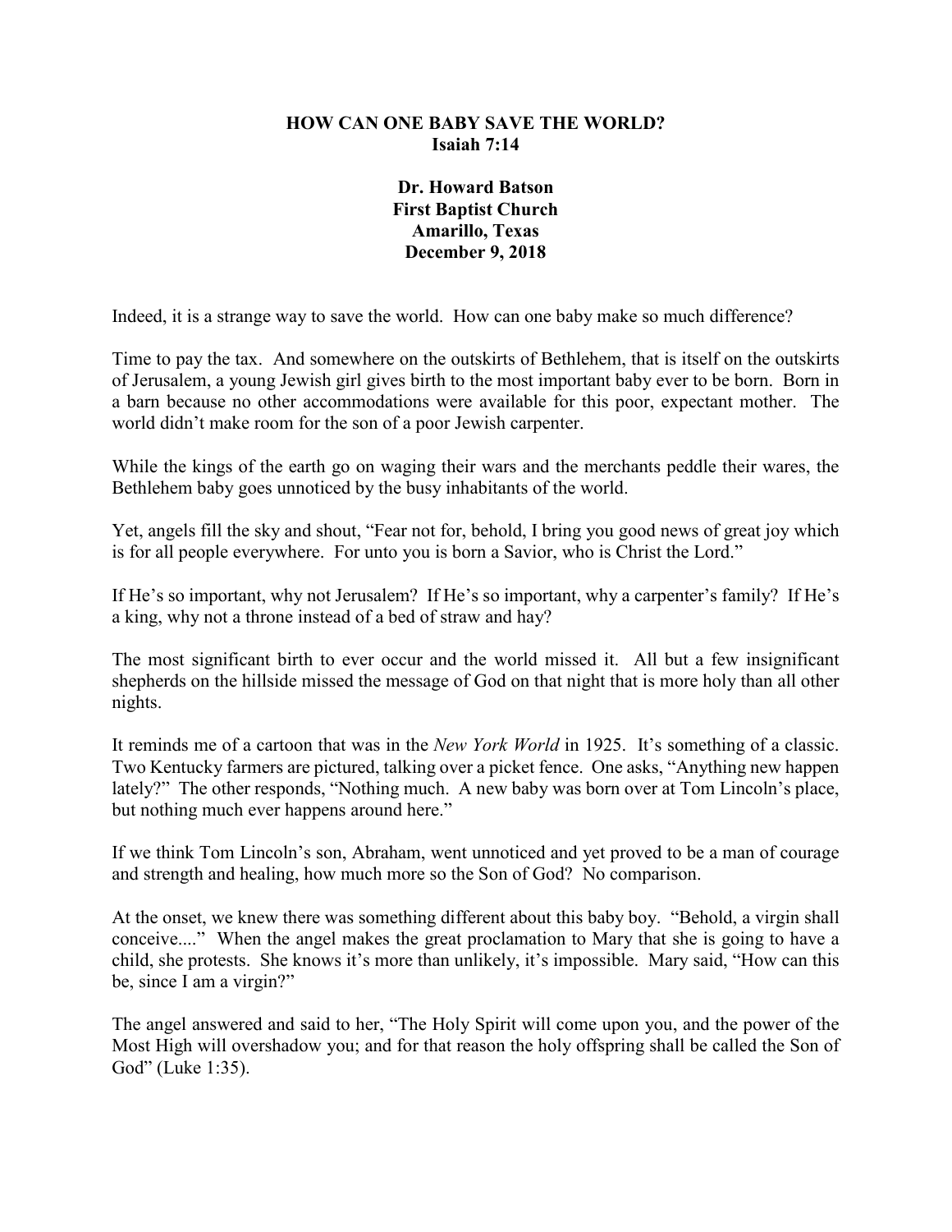# HOW CAN ONE BABY SAVE THE WORLD?
## Isaiah 7:14

**Dr. Howard Batson**
**First Baptist Church**
**Amarillo, Texas**
**December 9, 2018**

Indeed, it is a strange way to save the world. How can one baby make so much difference?

Time to pay the tax. And somewhere on the outskirts of Bethlehem, that is itself on the outskirts of Jerusalem, a young Jewish girl gives birth to the most important baby ever to be born. Born in a barn because no other accommodations were available for this poor, expectant mother. The world didn't make room for the son of a poor Jewish carpenter.

While the kings of the earth go on waging their wars and the merchants peddle their wares, the Bethlehem baby goes unnoticed by the busy inhabitants of the world.

Yet, angels fill the sky and shout, "Fear not for, behold, I bring you good news of great joy which is for all people everywhere. For unto you is born a Savior, who is Christ the Lord."

If He's so important, why not Jerusalem? If He's so important, why a carpenter's family? If He's a king, why not a throne instead of a bed of straw and hay?

The most significant birth to ever occur and the world missed it. All but a few insignificant shepherds on the hillside missed the message of God on that night that is more holy than all other nights.

It reminds me of a cartoon that was in the *New York World* in 1925. It's something of a classic. Two Kentucky farmers are pictured, talking over a picket fence. One asks, "Anything new happen lately?" The other responds, "Nothing much. A new baby was born over at Tom Lincoln's place, but nothing much ever happens around here."

If we think Tom Lincoln's son, Abraham, went unnoticed and yet proved to be a man of courage and strength and healing, how much more so the Son of God? No comparison.

At the onset, we knew there was something different about this baby boy. "Behold, a virgin shall conceive...." When the angel makes the great proclamation to Mary that she is going to have a child, she protests. She knows it's more than unlikely, it's impossible. Mary said, "How can this be, since I am a virgin?"

The angel answered and said to her, "The Holy Spirit will come upon you, and the power of the Most High will overshadow you; and for that reason the holy offspring shall be called the Son of God" (Luke 1:35).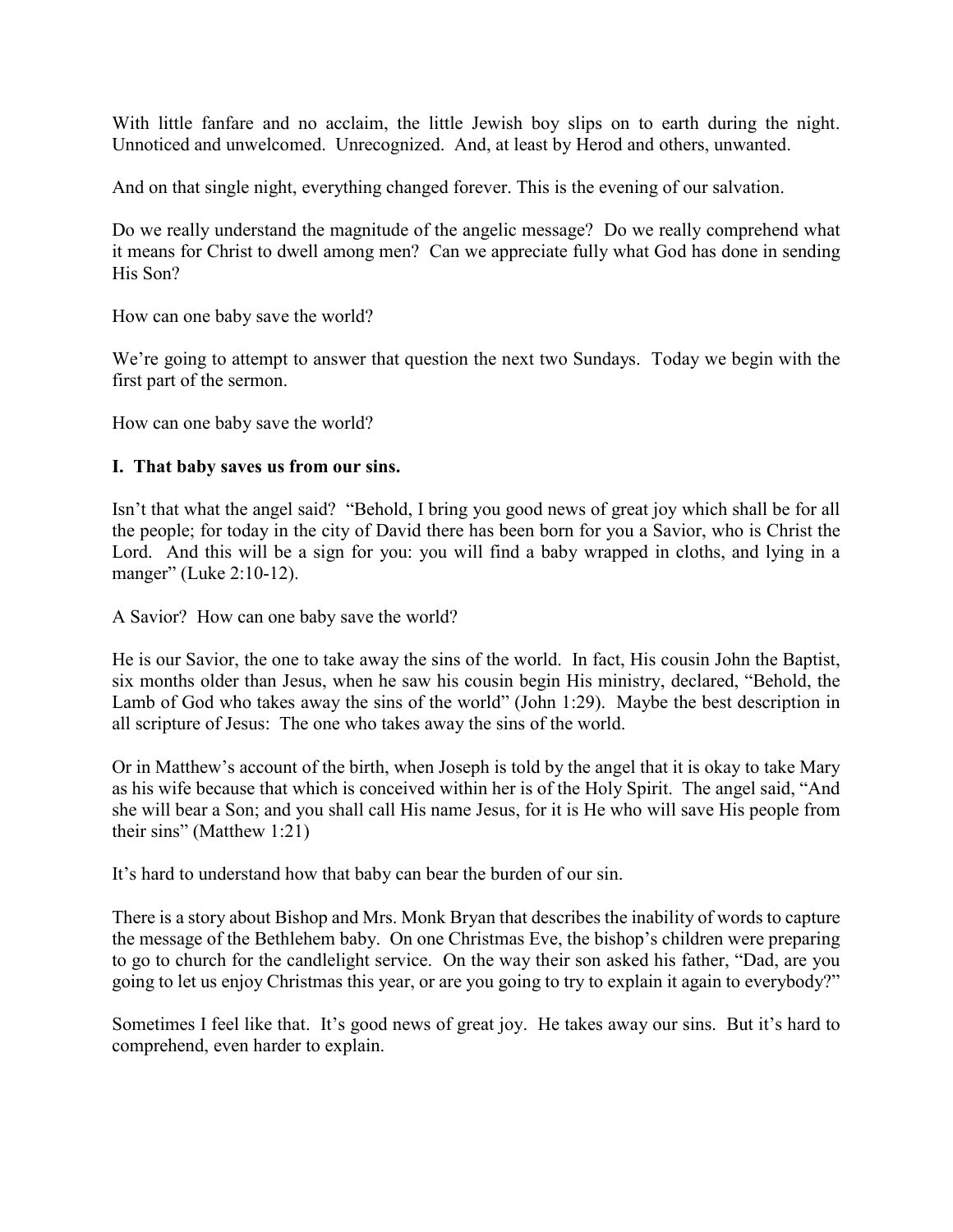With little fanfare and no acclaim, the little Jewish boy slips on to earth during the night. Unnoticed and unwelcomed. Unrecognized. And, at least by Herod and others, unwanted.

And on that single night, everything changed forever. This is the evening of our salvation.

Do we really understand the magnitude of the angelic message? Do we really comprehend what it means for Christ to dwell among men? Can we appreciate fully what God has done in sending His Son?

How can one baby save the world?

We're going to attempt to answer that question the next two Sundays. Today we begin with the first part of the sermon.

How can one baby save the world?

**I. That baby saves us from our sins.**

Isn't that what the angel said? "Behold, I bring you good news of great joy which shall be for all the people; for today in the city of David there has been born for you a Savior, who is Christ the Lord. And this will be a sign for you: you will find a baby wrapped in cloths, and lying in a manger" (Luke 2:10-12).

A Savior? How can one baby save the world?

He is our Savior, the one to take away the sins of the world. In fact, His cousin John the Baptist, six months older than Jesus, when he saw his cousin begin His ministry, declared, "Behold, the Lamb of God who takes away the sins of the world" (John 1:29). Maybe the best description in all scripture of Jesus: The one who takes away the sins of the world.

Or in Matthew's account of the birth, when Joseph is told by the angel that it is okay to take Mary as his wife because that which is conceived within her is of the Holy Spirit. The angel said, "And she will bear a Son; and you shall call His name Jesus, for it is He who will save His people from their sins" (Matthew 1:21)

It's hard to understand how that baby can bear the burden of our sin.

There is a story about Bishop and Mrs. Monk Bryan that describes the inability of words to capture the message of the Bethlehem baby. On one Christmas Eve, the bishop's children were preparing to go to church for the candlelight service. On the way their son asked his father, "Dad, are you going to let us enjoy Christmas this year, or are you going to try to explain it again to everybody?"

Sometimes I feel like that. It's good news of great joy. He takes away our sins. But it's hard to comprehend, even harder to explain.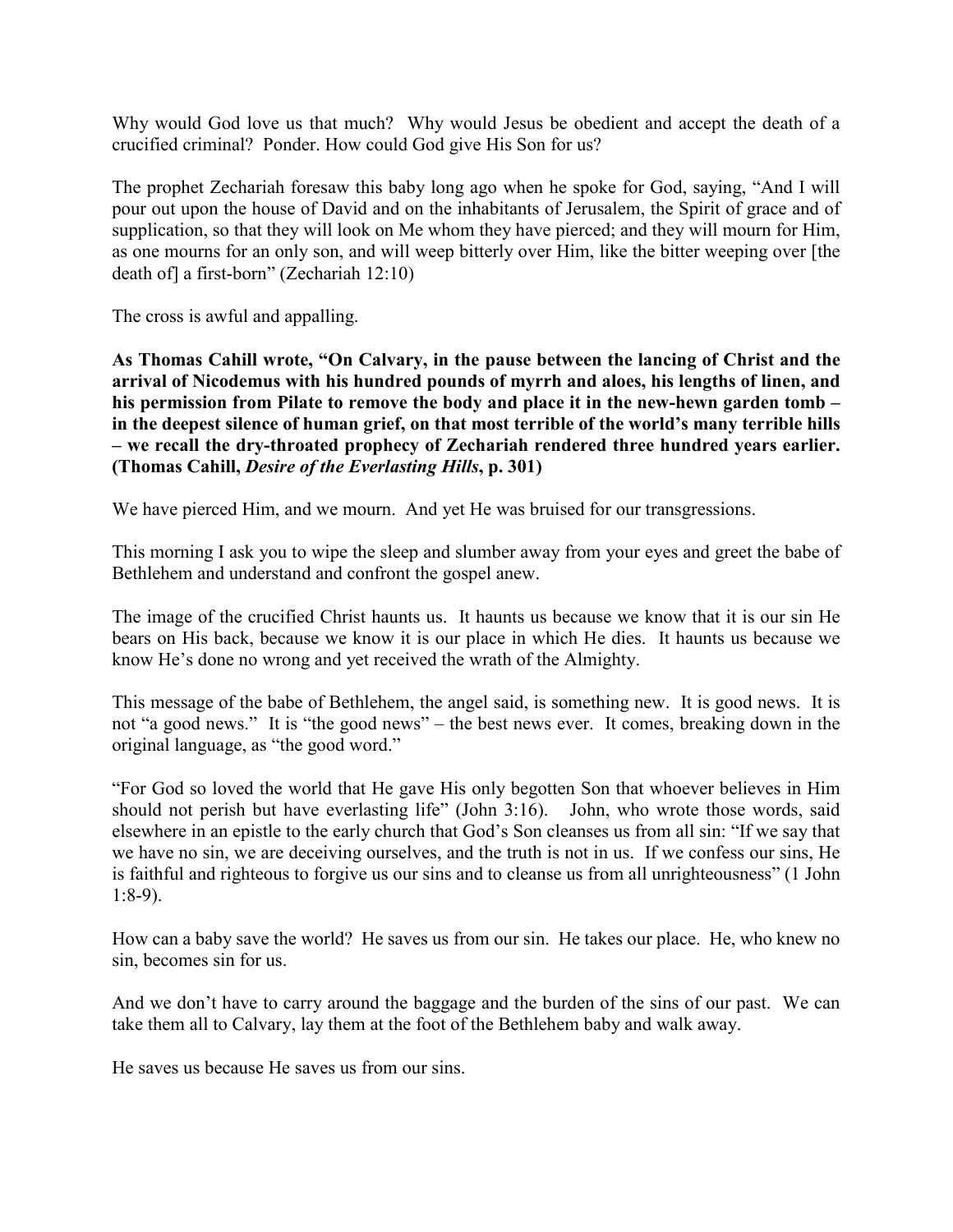Why would God love us that much? Why would Jesus be obedient and accept the death of a crucified criminal? Ponder. How could God give His Son for us?

The prophet Zechariah foresaw this baby long ago when he spoke for God, saying, "And I will pour out upon the house of David and on the inhabitants of Jerusalem, the Spirit of grace and of supplication, so that they will look on Me whom they have pierced; and they will mourn for Him, as one mourns for an only son, and will weep bitterly over Him, like the bitter weeping over [the death of] a first-born" (Zechariah 12:10)

The cross is awful and appalling.

**As Thomas Cahill wrote, "On Calvary, in the pause between the lancing of Christ and the arrival of Nicodemus with his hundred pounds of myrrh and aloes, his lengths of linen, and his permission from Pilate to remove the body and place it in the new-hewn garden tomb – in the deepest silence of human grief, on that most terrible of the world's many terrible hills – we recall the dry-throated prophecy of Zechariah rendered three hundred years earlier. (Thomas Cahill, *Desire of the Everlasting Hills*, p. 301)**

We have pierced Him, and we mourn. And yet He was bruised for our transgressions.

This morning I ask you to wipe the sleep and slumber away from your eyes and greet the babe of Bethlehem and understand and confront the gospel anew.

The image of the crucified Christ haunts us. It haunts us because we know that it is our sin He bears on His back, because we know it is our place in which He dies. It haunts us because we know He's done no wrong and yet received the wrath of the Almighty.

This message of the babe of Bethlehem, the angel said, is something new. It is good news. It is not "a good news." It is "the good news" – the best news ever. It comes, breaking down in the original language, as "the good word."

"For God so loved the world that He gave His only begotten Son that whoever believes in Him should not perish but have everlasting life" (John 3:16). John, who wrote those words, said elsewhere in an epistle to the early church that God's Son cleanses us from all sin: "If we say that we have no sin, we are deceiving ourselves, and the truth is not in us. If we confess our sins, He is faithful and righteous to forgive us our sins and to cleanse us from all unrighteousness" (1 John 1:8-9).

How can a baby save the world? He saves us from our sin. He takes our place. He, who knew no sin, becomes sin for us.

And we don't have to carry around the baggage and the burden of the sins of our past. We can take them all to Calvary, lay them at the foot of the Bethlehem baby and walk away.

He saves us because He saves us from our sins.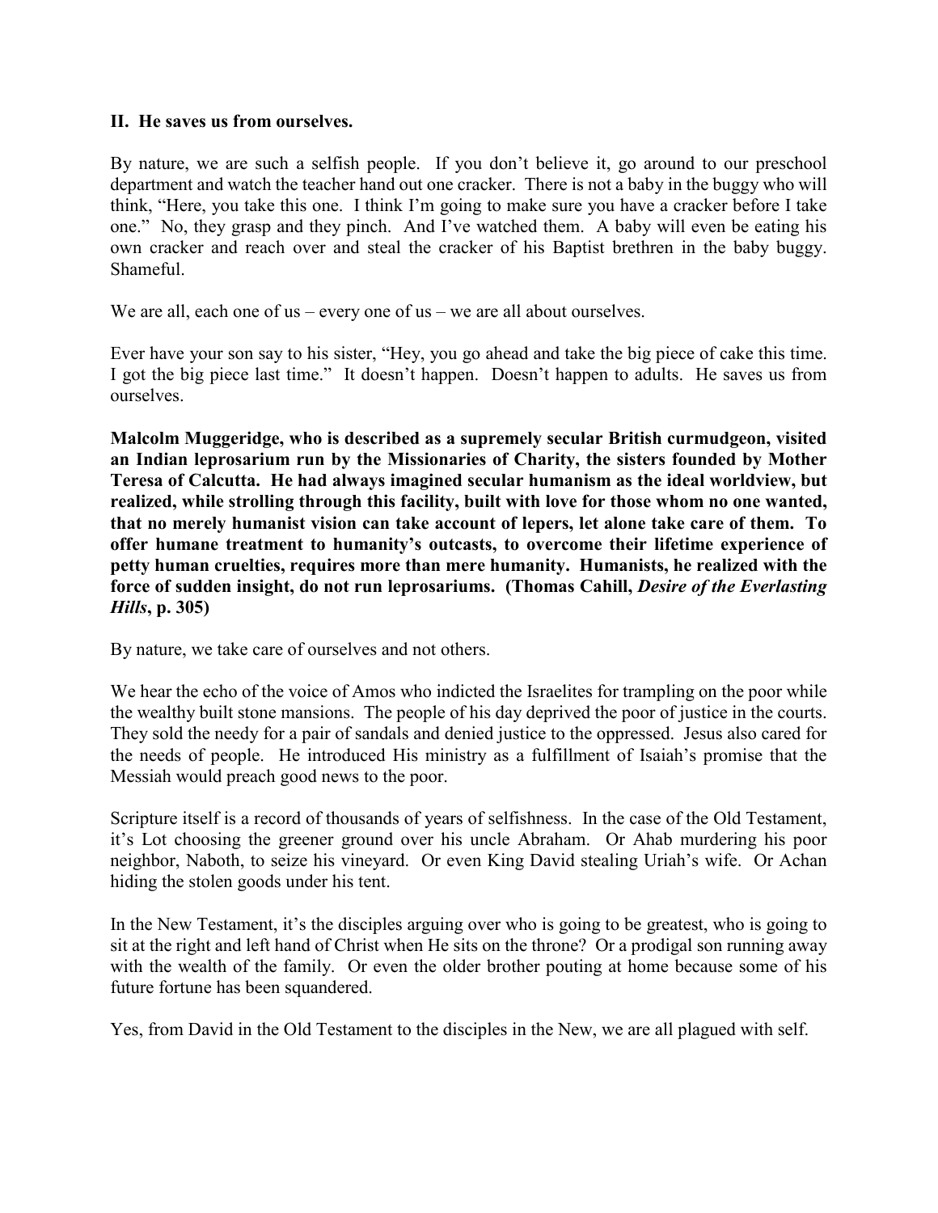**II. He saves us from ourselves.**

By nature, we are such a selfish people. If you don't believe it, go around to our preschool department and watch the teacher hand out one cracker. There is not a baby in the buggy who will think, "Here, you take this one. I think I'm going to make sure you have a cracker before I take one." No, they grasp and they pinch. And I've watched them. A baby will even be eating his own cracker and reach over and steal the cracker of his Baptist brethren in the baby buggy. Shameful.

We are all, each one of us – every one of us – we are all about ourselves.

Ever have your son say to his sister, "Hey, you go ahead and take the big piece of cake this time. I got the big piece last time." It doesn't happen. Doesn't happen to adults. He saves us from ourselves.

**Malcolm Muggeridge, who is described as a supremely secular British curmudgeon, visited an Indian leprosarium run by the Missionaries of Charity, the sisters founded by Mother Teresa of Calcutta. He had always imagined secular humanism as the ideal worldview, but realized, while strolling through this facility, built with love for those whom no one wanted, that no merely humanist vision can take account of lepers, let alone take care of them. To offer humane treatment to humanity's outcasts, to overcome their lifetime experience of petty human cruelties, requires more than mere humanity. Humanists, he realized with the force of sudden insight, do not run leprosariums. (Thomas Cahill, *Desire of the Everlasting Hills*, p. 305)**

By nature, we take care of ourselves and not others.

We hear the echo of the voice of Amos who indicted the Israelites for trampling on the poor while the wealthy built stone mansions. The people of his day deprived the poor of justice in the courts. They sold the needy for a pair of sandals and denied justice to the oppressed. Jesus also cared for the needs of people. He introduced His ministry as a fulfillment of Isaiah's promise that the Messiah would preach good news to the poor.

Scripture itself is a record of thousands of years of selfishness. In the case of the Old Testament, it's Lot choosing the greener ground over his uncle Abraham. Or Ahab murdering his poor neighbor, Naboth, to seize his vineyard. Or even King David stealing Uriah's wife. Or Achan hiding the stolen goods under his tent.

In the New Testament, it's the disciples arguing over who is going to be greatest, who is going to sit at the right and left hand of Christ when He sits on the throne? Or a prodigal son running away with the wealth of the family. Or even the older brother pouting at home because some of his future fortune has been squandered.

Yes, from David in the Old Testament to the disciples in the New, we are all plagued with self.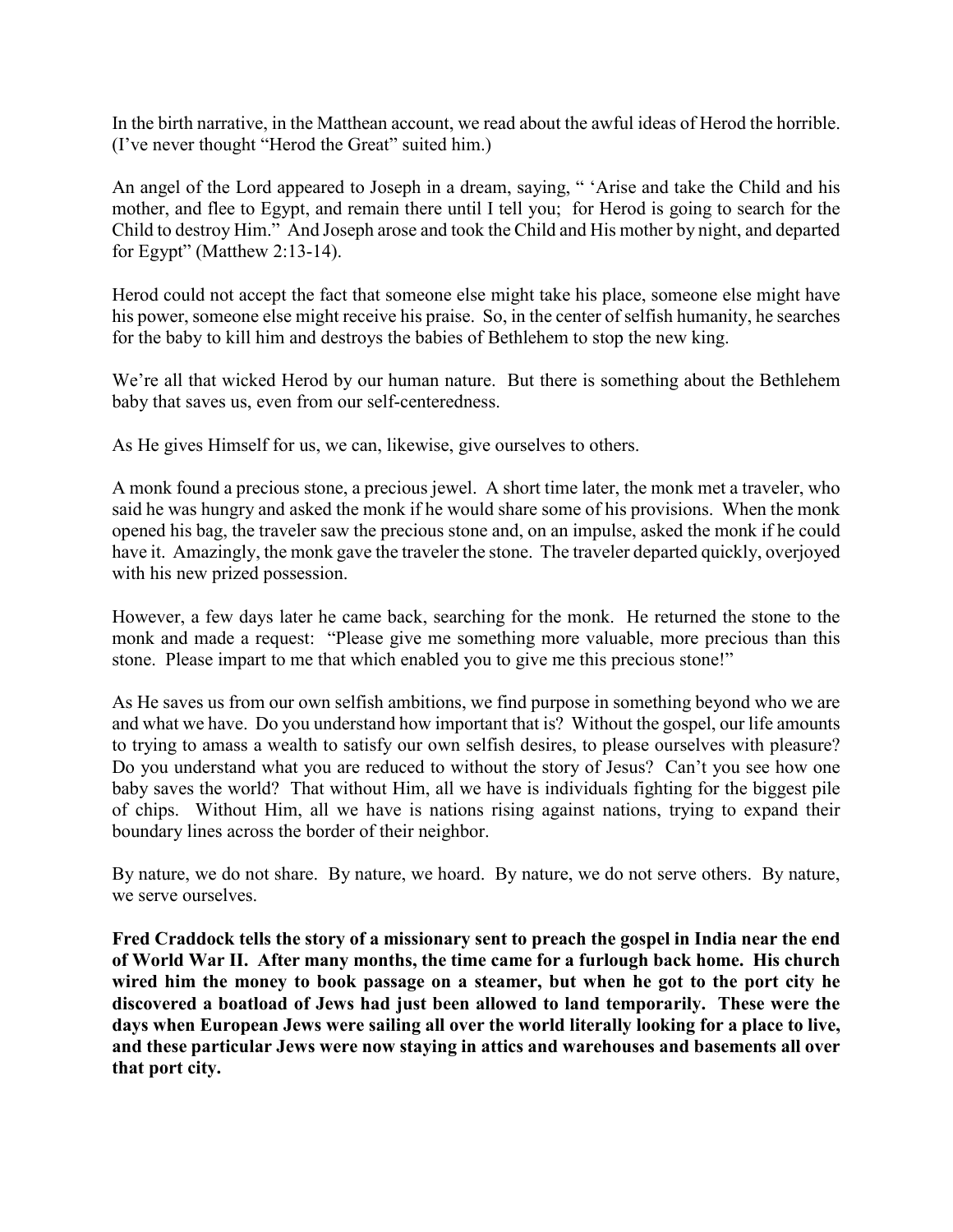In the birth narrative, in the Matthean account, we read about the awful ideas of Herod the horrible. (I've never thought "Herod the Great" suited him.)

An angel of the Lord appeared to Joseph in a dream, saying, " 'Arise and take the Child and his mother, and flee to Egypt, and remain there until I tell you; for Herod is going to search for the Child to destroy Him." And Joseph arose and took the Child and His mother by night, and departed for Egypt" (Matthew 2:13-14).

Herod could not accept the fact that someone else might take his place, someone else might have his power, someone else might receive his praise. So, in the center of selfish humanity, he searches for the baby to kill him and destroys the babies of Bethlehem to stop the new king.

We're all that wicked Herod by our human nature. But there is something about the Bethlehem baby that saves us, even from our self-centeredness.

As He gives Himself for us, we can, likewise, give ourselves to others.

A monk found a precious stone, a precious jewel. A short time later, the monk met a traveler, who said he was hungry and asked the monk if he would share some of his provisions. When the monk opened his bag, the traveler saw the precious stone and, on an impulse, asked the monk if he could have it. Amazingly, the monk gave the traveler the stone. The traveler departed quickly, overjoyed with his new prized possession.

However, a few days later he came back, searching for the monk. He returned the stone to the monk and made a request: "Please give me something more valuable, more precious than this stone. Please impart to me that which enabled you to give me this precious stone!"

As He saves us from our own selfish ambitions, we find purpose in something beyond who we are and what we have. Do you understand how important that is? Without the gospel, our life amounts to trying to amass a wealth to satisfy our own selfish desires, to please ourselves with pleasure? Do you understand what you are reduced to without the story of Jesus? Can't you see how one baby saves the world? That without Him, all we have is individuals fighting for the biggest pile of chips. Without Him, all we have is nations rising against nations, trying to expand their boundary lines across the border of their neighbor.

By nature, we do not share. By nature, we hoard. By nature, we do not serve others. By nature, we serve ourselves.

**Fred Craddock tells the story of a missionary sent to preach the gospel in India near the end of World War II. After many months, the time came for a furlough back home. His church wired him the money to book passage on a steamer, but when he got to the port city he discovered a boatload of Jews had just been allowed to land temporarily. These were the days when European Jews were sailing all over the world literally looking for a place to live, and these particular Jews were now staying in attics and warehouses and basements all over that port city.**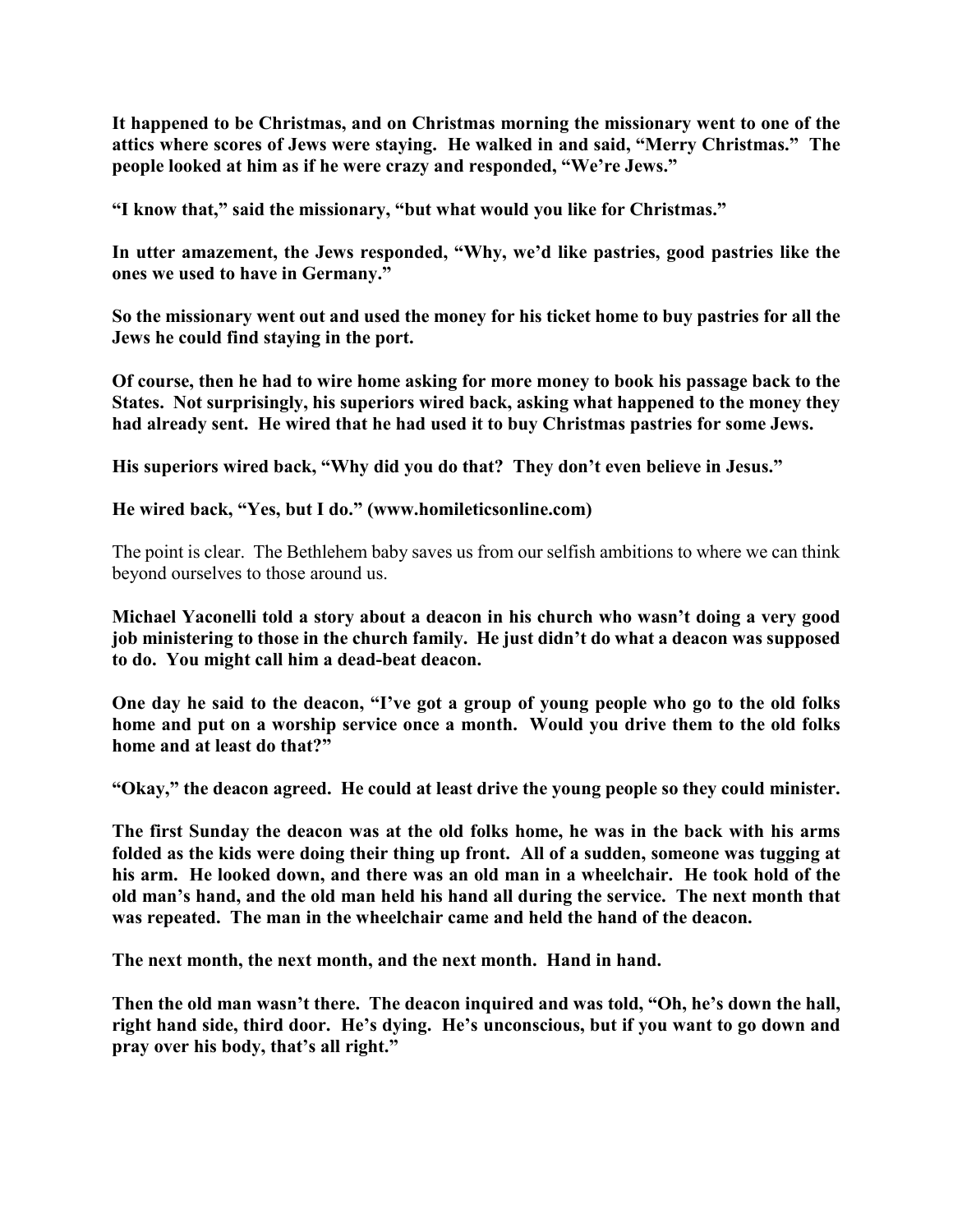**It happened to be Christmas, and on Christmas morning the missionary went to one of the attics where scores of Jews were staying. He walked in and said, "Merry Christmas." The people looked at him as if he were crazy and responded, "We're Jews."**

**"I know that," said the missionary, "but what would you like for Christmas."**

**In utter amazement, the Jews responded, "Why, we'd like pastries, good pastries like the ones we used to have in Germany."**

**So the missionary went out and used the money for his ticket home to buy pastries for all the Jews he could find staying in the port.**

**Of course, then he had to wire home asking for more money to book his passage back to the States. Not surprisingly, his superiors wired back, asking what happened to the money they had already sent. He wired that he had used it to buy Christmas pastries for some Jews.**

**His superiors wired back, "Why did you do that? They don't even believe in Jesus."**

**He wired back, "Yes, but I do." (www.homileticsonline.com)**

The point is clear. The Bethlehem baby saves us from our selfish ambitions to where we can think beyond ourselves to those around us.

**Michael Yaconelli told a story about a deacon in his church who wasn't doing a very good job ministering to those in the church family. He just didn't do what a deacon was supposed to do. You might call him a dead-beat deacon.**

**One day he said to the deacon, "I've got a group of young people who go to the old folks home and put on a worship service once a month. Would you drive them to the old folks home and at least do that?"**

**"Okay," the deacon agreed. He could at least drive the young people so they could minister.**

**The first Sunday the deacon was at the old folks home, he was in the back with his arms folded as the kids were doing their thing up front. All of a sudden, someone was tugging at his arm. He looked down, and there was an old man in a wheelchair. He took hold of the old man's hand, and the old man held his hand all during the service. The next month that was repeated. The man in the wheelchair came and held the hand of the deacon.**

**The next month, the next month, and the next month. Hand in hand.**

**Then the old man wasn't there. The deacon inquired and was told, "Oh, he's down the hall, right hand side, third door. He's dying. He's unconscious, but if you want to go down and pray over his body, that's all right."**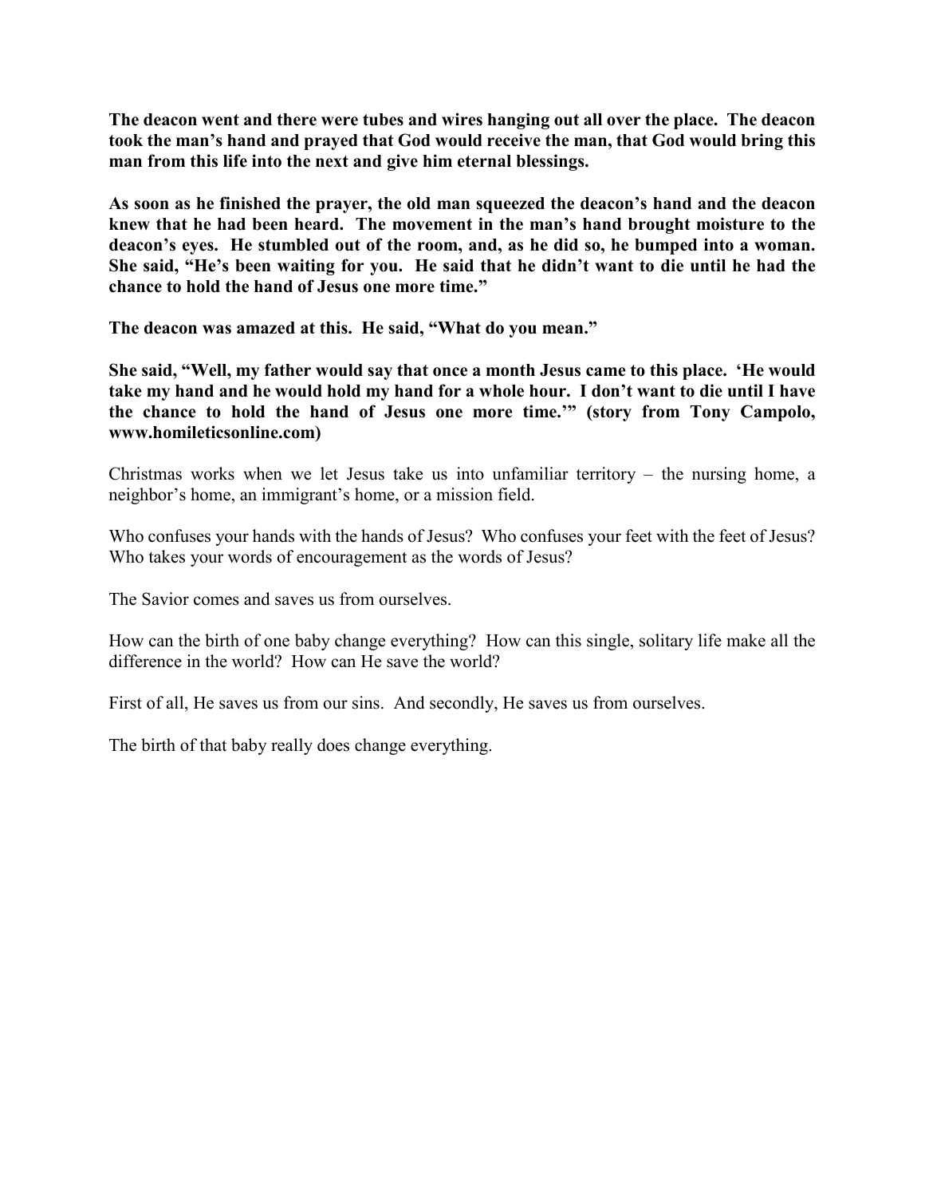**The deacon went and there were tubes and wires hanging out all over the place. The deacon took the man's hand and prayed that God would receive the man, that God would bring this man from this life into the next and give him eternal blessings.**

**As soon as he finished the prayer, the old man squeezed the deacon's hand and the deacon knew that he had been heard. The movement in the man's hand brought moisture to the deacon's eyes. He stumbled out of the room, and, as he did so, he bumped into a woman. She said, "He's been waiting for you. He said that he didn't want to die until he had the chance to hold the hand of Jesus one more time."**

**The deacon was amazed at this. He said, "What do you mean."**

**She said, "Well, my father would say that once a month Jesus came to this place. 'He would take my hand and he would hold my hand for a whole hour. I don't want to die until I have the chance to hold the hand of Jesus one more time.'" (story from Tony Campolo, www.homileticsonline.com)**

Christmas works when we let Jesus take us into unfamiliar territory – the nursing home, a neighbor's home, an immigrant's home, or a mission field.

Who confuses your hands with the hands of Jesus? Who confuses your feet with the feet of Jesus? Who takes your words of encouragement as the words of Jesus?

The Savior comes and saves us from ourselves.

How can the birth of one baby change everything? How can this single, solitary life make all the difference in the world? How can He save the world?

First of all, He saves us from our sins. And secondly, He saves us from ourselves.

The birth of that baby really does change everything.